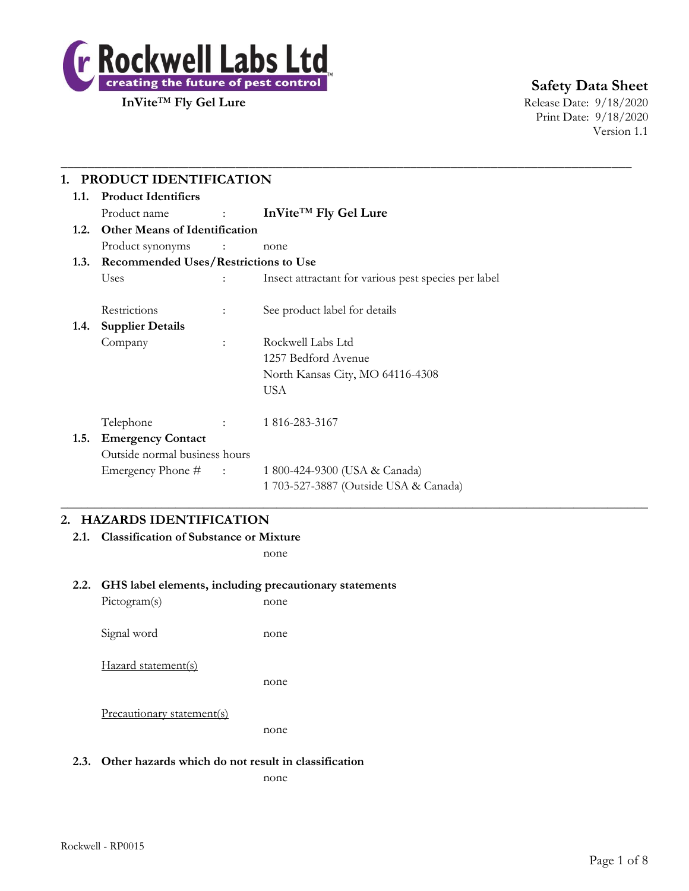Rockwell Labs Ltd
creating the future of pest control

**InVite™ Fly Gel Lure**

**Safety Data Sheet**
Release Date: 9/18/2020
Print Date: 9/18/2020
Version 1.1

## 1. PRODUCT IDENTIFICATION

### 1.1. Product Identifiers

Product name : **InVite™ Fly Gel Lure**

### 1.2. Other Means of Identification

Product synonyms : none

### 1.3. Recommended Uses/Restrictions to Use

Uses : Insect attractant for various pest species per label

Restrictions : See product label for details

### 1.4. Supplier Details

Company : Rockwell Labs Ltd
1257 Bedford Avenue
North Kansas City, MO 64116-4308
USA

Telephone : 1 816-283-3167

### 1.5. Emergency Contact

Outside normal business hours

Emergency Phone # : 1 800-424-9300 (USA & Canada)
1 703-527-3887 (Outside USA & Canada)

## 2. HAZARDS IDENTIFICATION

### 2.1. Classification of Substance or Mixture

none

### 2.2. GHS label elements, including precautionary statements

Pictogram(s) none

Signal word none

Hazard statement(s)

none

Precautionary statement(s)

none

### 2.3. Other hazards which do not result in classification

none

Rockwell - RP0015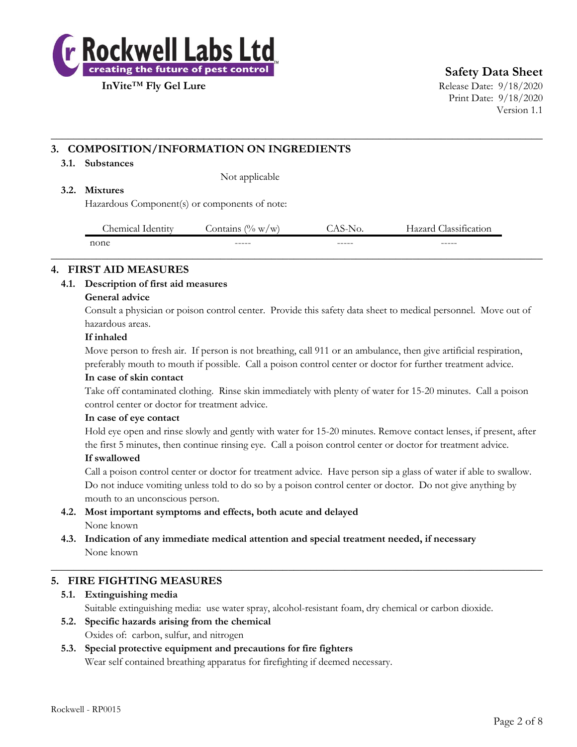## 3. COMPOSITION/INFORMATION ON INGREDIENTS

### 3.1. Substances

Not applicable

### 3.2. Mixtures

Hazardous Component(s) or components of note:

| Chemical Identity | Contains (% w/w) | CAS-No. | Hazard Classification |
|---|---|---|---|
| none | ----- | ----- | ----- |

## 4. FIRST AID MEASURES

### 4.1. Description of first aid measures

**General advice**

Consult a physician or poison control center. Provide this safety data sheet to medical personnel. Move out of hazardous areas.

**If inhaled**

Move person to fresh air. If person is not breathing, call 911 or an ambulance, then give artificial respiration, preferably mouth to mouth if possible. Call a poison control center or doctor for further treatment advice.

**In case of skin contact**

Take off contaminated clothing. Rinse skin immediately with plenty of water for 15-20 minutes. Call a poison control center or doctor for treatment advice.

**In case of eye contact**

Hold eye open and rinse slowly and gently with water for 15-20 minutes. Remove contact lenses, if present, after the first 5 minutes, then continue rinsing eye. Call a poison control center or doctor for treatment advice.

**If swallowed**

Call a poison control center or doctor for treatment advice. Have person sip a glass of water if able to swallow. Do not induce vomiting unless told to do so by a poison control center or doctor. Do not give anything by mouth to an unconscious person.

### 4.2. Most important symptoms and effects, both acute and delayed

None known

### 4.3. Indication of any immediate medical attention and special treatment needed, if necessary

None known

## 5. FIRE FIGHTING MEASURES

### 5.1. Extinguishing media

Suitable extinguishing media: use water spray, alcohol-resistant foam, dry chemical or carbon dioxide.

### 5.2. Specific hazards arising from the chemical

Oxides of: carbon, sulfur, and nitrogen

### 5.3. Special protective equipment and precautions for fire fighters

Wear self contained breathing apparatus for firefighting if deemed necessary.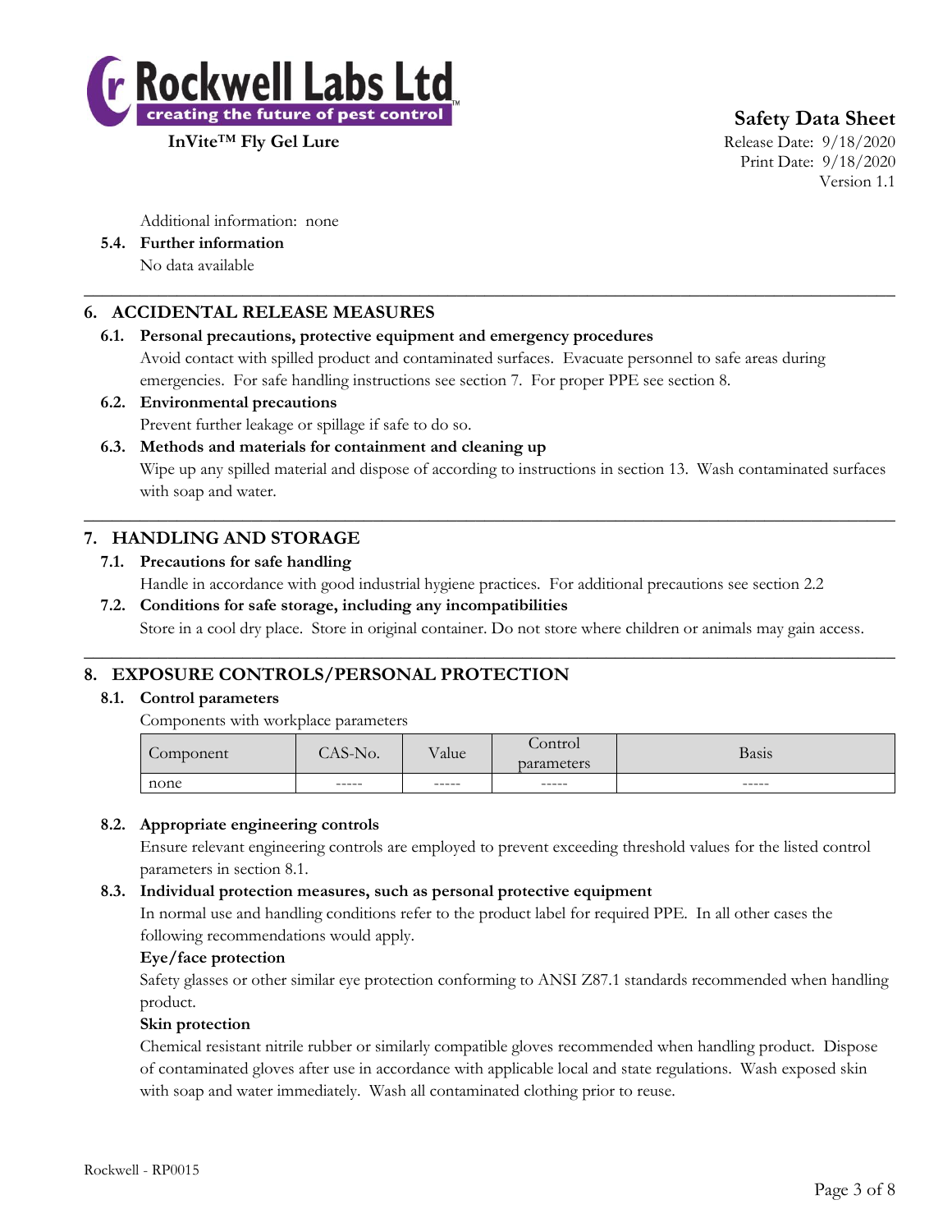Additional information: none

**5.4. Further information**

No data available

## 6. ACCIDENTAL RELEASE MEASURES

**6.1. Personal precautions, protective equipment and emergency procedures**

Avoid contact with spilled product and contaminated surfaces. Evacuate personnel to safe areas during emergencies. For safe handling instructions see section 7. For proper PPE see section 8.

**6.2. Environmental precautions**

Prevent further leakage or spillage if safe to do so.

**6.3. Methods and materials for containment and cleaning up**

Wipe up any spilled material and dispose of according to instructions in section 13. Wash contaminated surfaces with soap and water.

## 7. HANDLING AND STORAGE

**7.1. Precautions for safe handling**

Handle in accordance with good industrial hygiene practices. For additional precautions see section 2.2

**7.2. Conditions for safe storage, including any incompatibilities**

Store in a cool dry place. Store in original container. Do not store where children or animals may gain access.

## 8. EXPOSURE CONTROLS/PERSONAL PROTECTION

**8.1. Control parameters**

Components with workplace parameters

| Component | CAS-No. | Value | Control parameters | Basis |
|---|---|---|---|---|
| none | ----- | ----- | ----- | ----- |

**8.2. Appropriate engineering controls**

Ensure relevant engineering controls are employed to prevent exceeding threshold values for the listed control parameters in section 8.1.

**8.3. Individual protection measures, such as personal protective equipment**

In normal use and handling conditions refer to the product label for required PPE. In all other cases the following recommendations would apply.

**Eye/face protection**

Safety glasses or other similar eye protection conforming to ANSI Z87.1 standards recommended when handling product.

**Skin protection**

Chemical resistant nitrile rubber or similarly compatible gloves recommended when handling product. Dispose of contaminated gloves after use in accordance with applicable local and state regulations. Wash exposed skin with soap and water immediately. Wash all contaminated clothing prior to reuse.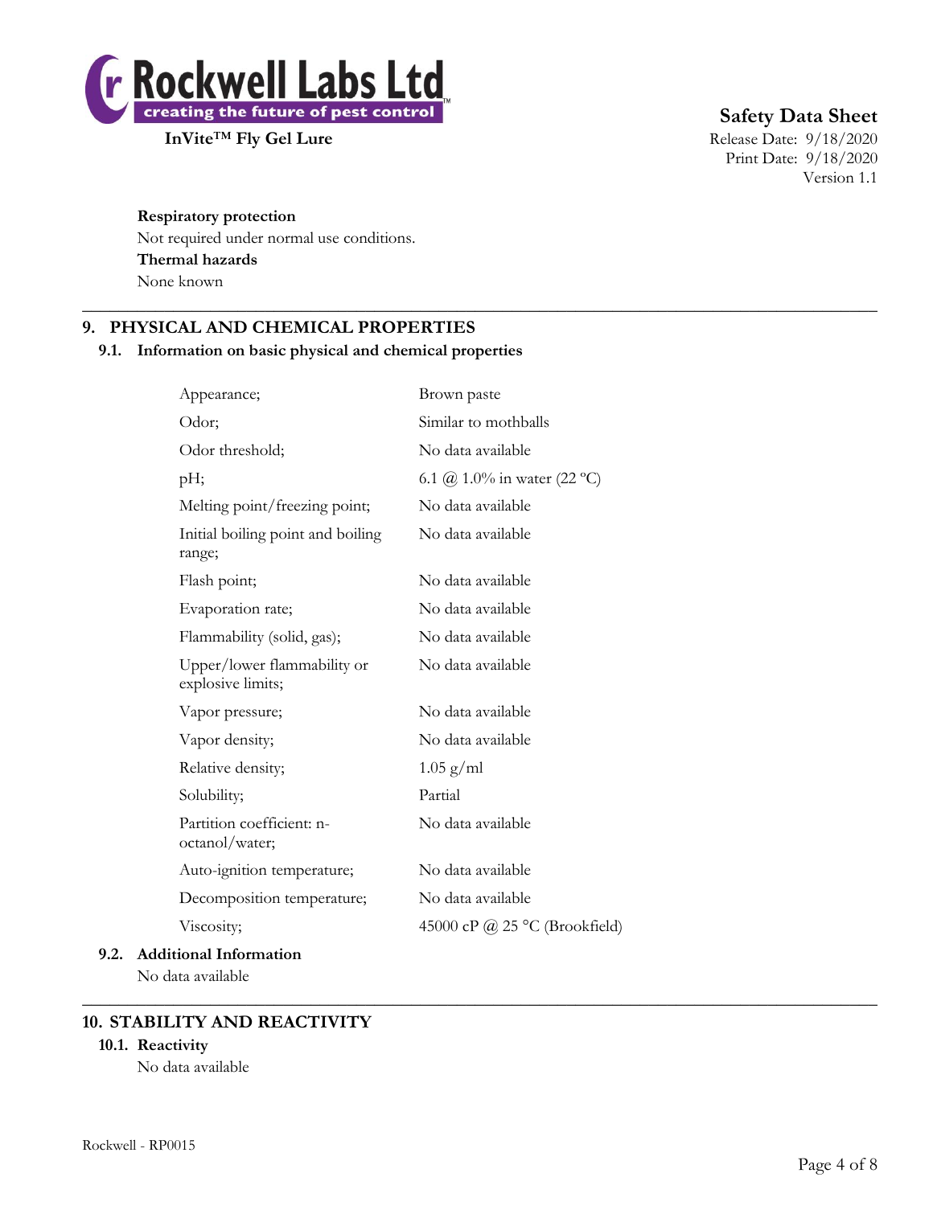**Respiratory protection**

Not required under normal use conditions.

**Thermal hazards**

None known

## 9. PHYSICAL AND CHEMICAL PROPERTIES

### 9.1. Information on basic physical and chemical properties

| | |
|---|---|
| Appearance; | Brown paste |
| Odor; | Similar to mothballs |
| Odor threshold; | No data available |
| pH; | 6.1 @ 1.0% in water (22 ºC) |
| Melting point/freezing point; | No data available |
| Initial boiling point and boiling range; | No data available |
| Flash point; | No data available |
| Evaporation rate; | No data available |
| Flammability (solid, gas); | No data available |
| Upper/lower flammability or explosive limits; | No data available |
| Vapor pressure; | No data available |
| Vapor density; | No data available |
| Relative density; | 1.05 g/ml |
| Solubility; | Partial |
| Partition coefficient: n-octanol/water; | No data available |
| Auto-ignition temperature; | No data available |
| Decomposition temperature; | No data available |
| Viscosity; | 45000 cP @ 25 °C (Brookfield) |

### 9.2. Additional Information

No data available

## 10. STABILITY AND REACTIVITY

### 10.1. Reactivity

No data available

Rockwell - RP0015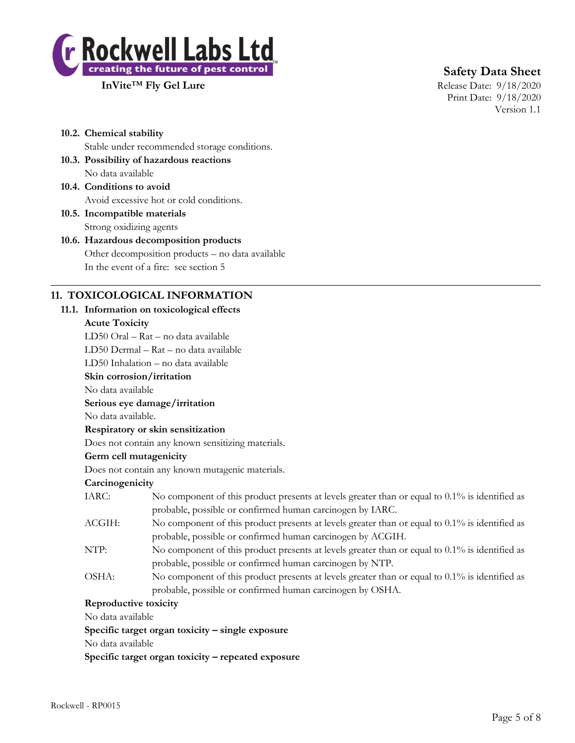### 10.2. Chemical stability

Stable under recommended storage conditions.

### 10.3. Possibility of hazardous reactions

No data available

### 10.4. Conditions to avoid

Avoid excessive hot or cold conditions.

### 10.5. Incompatible materials

Strong oxidizing agents

### 10.6. Hazardous decomposition products

Other decomposition products – no data available

In the event of a fire: see section 5

---

## 11. TOXICOLOGICAL INFORMATION

### 11.1. Information on toxicological effects

**Acute Toxicity**

LD50 Oral – Rat – no data available

LD50 Dermal – Rat – no data available

LD50 Inhalation – no data available

**Skin corrosion/irritation**

No data available

**Serious eye damage/irritation**

No data available.

**Respiratory or skin sensitization**

Does not contain any known sensitizing materials.

**Germ cell mutagenicity**

Does not contain any known mutagenic materials.

**Carcinogenicity**

| | |
|---|---|
| IARC: | No component of this product presents at levels greater than or equal to 0.1% is identified as probable, possible or confirmed human carcinogen by IARC. |
| ACGIH: | No component of this product presents at levels greater than or equal to 0.1% is identified as probable, possible or confirmed human carcinogen by ACGIH. |
| NTP: | No component of this product presents at levels greater than or equal to 0.1% is identified as probable, possible or confirmed human carcinogen by NTP. |
| OSHA: | No component of this product presents at levels greater than or equal to 0.1% is identified as probable, possible or confirmed human carcinogen by OSHA. |

**Reproductive toxicity**

No data available

**Specific target organ toxicity – single exposure**

No data available

**Specific target organ toxicity – repeated exposure**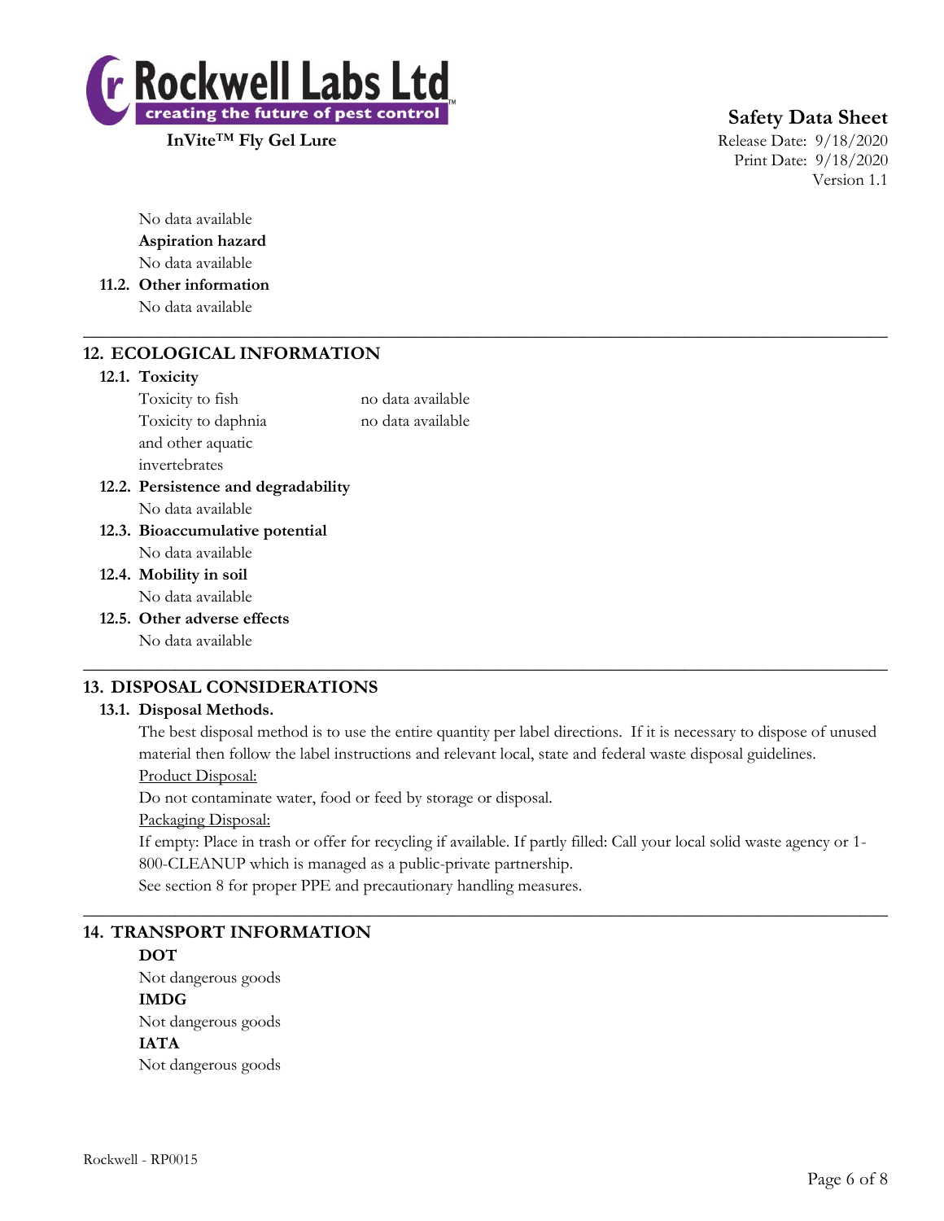No data available

**Aspiration hazard**

No data available

**11.2. Other information**

No data available

## 12. ECOLOGICAL INFORMATION

**12.1. Toxicity**

| | |
|---|---|
| Toxicity to fish | no data available |
| Toxicity to daphnia and other aquatic invertebrates | no data available |

**12.2. Persistence and degradability**

No data available

**12.3. Bioaccumulative potential**

No data available

**12.4. Mobility in soil**

No data available

**12.5. Other adverse effects**

No data available

## 13. DISPOSAL CONSIDERATIONS

**13.1. Disposal Methods.**

The best disposal method is to use the entire quantity per label directions. If it is necessary to dispose of unused material then follow the label instructions and relevant local, state and federal waste disposal guidelines.

Product Disposal:

Do not contaminate water, food or feed by storage or disposal.

Packaging Disposal:

If empty: Place in trash or offer for recycling if available. If partly filled: Call your local solid waste agency or 1-800-CLEANUP which is managed as a public-private partnership.

See section 8 for proper PPE and precautionary handling measures.

## 14. TRANSPORT INFORMATION

**DOT**

Not dangerous goods

**IMDG**

Not dangerous goods

**IATA**

Not dangerous goods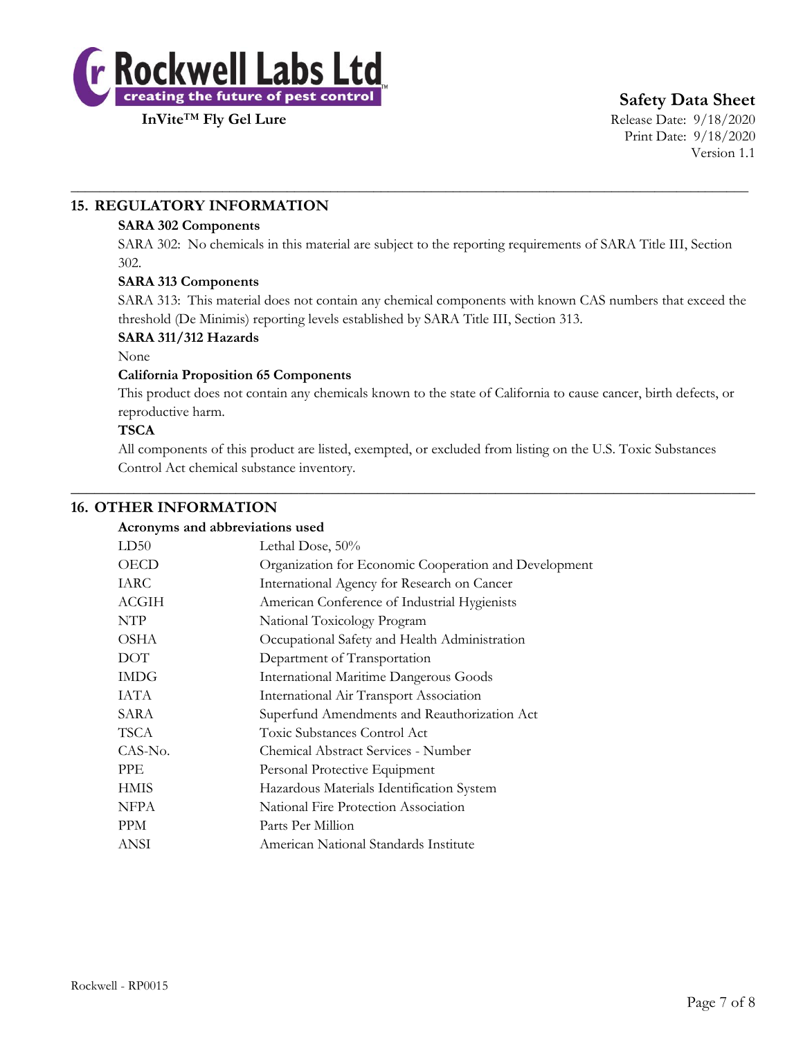## 15. REGULATORY INFORMATION

**SARA 302 Components**

SARA 302: No chemicals in this material are subject to the reporting requirements of SARA Title III, Section 302.

**SARA 313 Components**

SARA 313: This material does not contain any chemical components with known CAS numbers that exceed the threshold (De Minimis) reporting levels established by SARA Title III, Section 313.

**SARA 311/312 Hazards**

None

**California Proposition 65 Components**

This product does not contain any chemicals known to the state of California to cause cancer, birth defects, or reproductive harm.

**TSCA**

All components of this product are listed, exempted, or excluded from listing on the U.S. Toxic Substances Control Act chemical substance inventory.

## 16. OTHER INFORMATION

**Acronyms and abbreviations used**

| | |
|---|---|
| LD50 | Lethal Dose, 50% |
| OECD | Organization for Economic Cooperation and Development |
| IARC | International Agency for Research on Cancer |
| ACGIH | American Conference of Industrial Hygienists |
| NTP | National Toxicology Program |
| OSHA | Occupational Safety and Health Administration |
| DOT | Department of Transportation |
| IMDG | International Maritime Dangerous Goods |
| IATA | International Air Transport Association |
| SARA | Superfund Amendments and Reauthorization Act |
| TSCA | Toxic Substances Control Act |
| CAS-No. | Chemical Abstract Services - Number |
| PPE | Personal Protective Equipment |
| HMIS | Hazardous Materials Identification System |
| NFPA | National Fire Protection Association |
| PPM | Parts Per Million |
| ANSI | American National Standards Institute |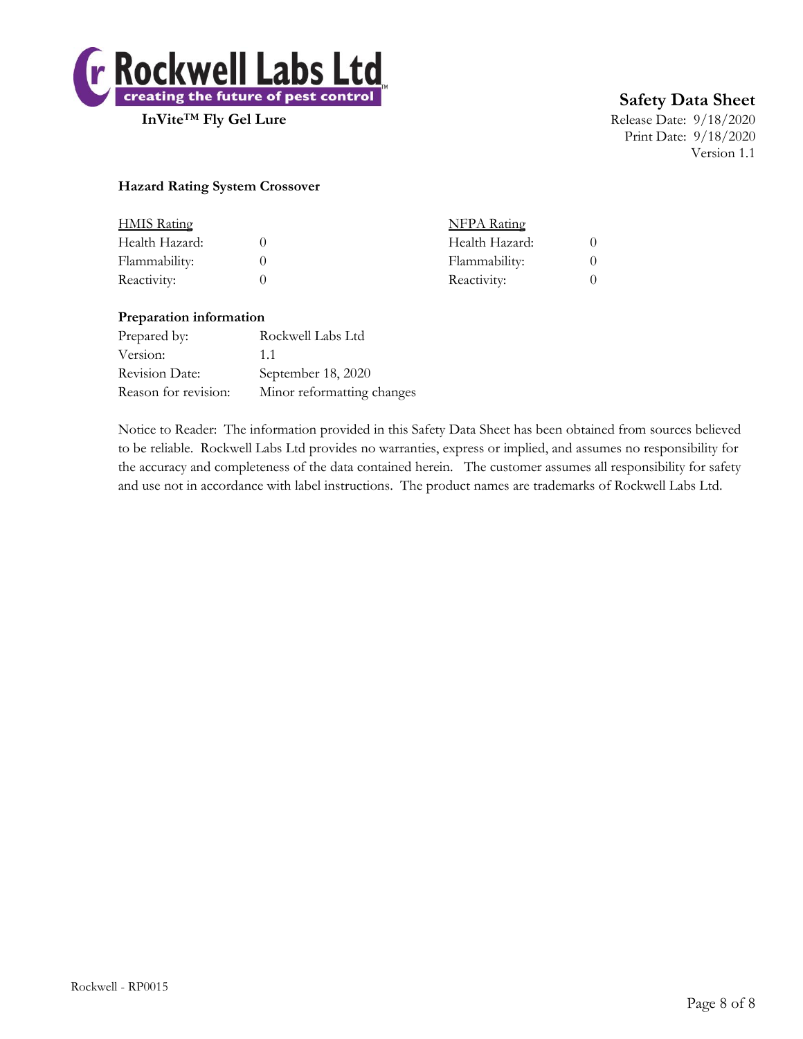## Hazard Rating System Crossover

| HMIS Rating | | NFPA Rating | |
|---|---|---|---|
| Health Hazard: | 0 | Health Hazard: | 0 |
| Flammability: | 0 | Flammability: | 0 |
| Reactivity: | 0 | Reactivity: | 0 |

## Preparation information

| | |
|---|---|
| Prepared by: | Rockwell Labs Ltd |
| Version: | 1.1 |
| Revision Date: | September 18, 2020 |
| Reason for revision: | Minor reformatting changes |

Notice to Reader: The information provided in this Safety Data Sheet has been obtained from sources believed to be reliable. Rockwell Labs Ltd provides no warranties, express or implied, and assumes no responsibility for the accuracy and completeness of the data contained herein. The customer assumes all responsibility for safety and use not in accordance with label instructions. The product names are trademarks of Rockwell Labs Ltd.